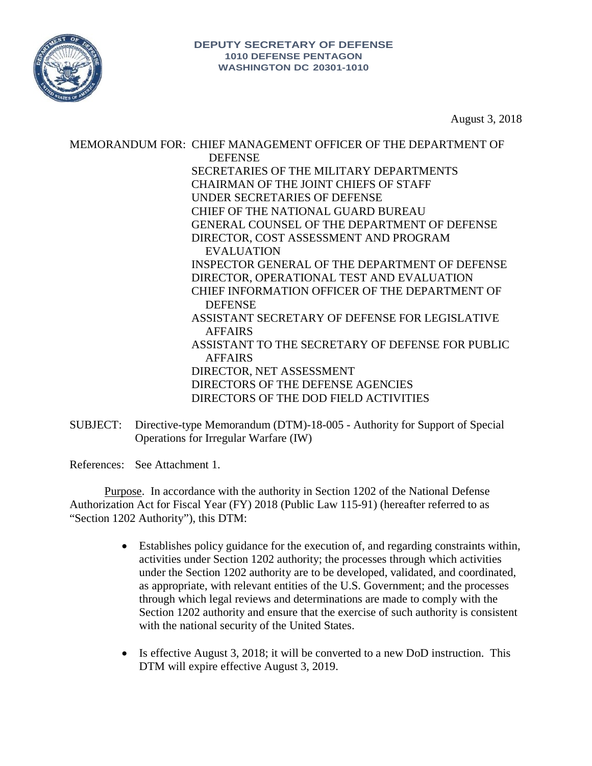**DEPUTY SECRETARY OF DEFENSE**
**1010 DEFENSE PENTAGON**
**WASHINGTON DC 20301-1010**

August 3, 2018

MEMORANDUM FOR: CHIEF MANAGEMENT OFFICER OF THE DEPARTMENT OF DEFENSE
SECRETARIES OF THE MILITARY DEPARTMENTS
CHAIRMAN OF THE JOINT CHIEFS OF STAFF
UNDER SECRETARIES OF DEFENSE
CHIEF OF THE NATIONAL GUARD BUREAU
GENERAL COUNSEL OF THE DEPARTMENT OF DEFENSE
DIRECTOR, COST ASSESSMENT AND PROGRAM EVALUATION
INSPECTOR GENERAL OF THE DEPARTMENT OF DEFENSE
DIRECTOR, OPERATIONAL TEST AND EVALUATION
CHIEF INFORMATION OFFICER OF THE DEPARTMENT OF DEFENSE
ASSISTANT SECRETARY OF DEFENSE FOR LEGISLATIVE AFFAIRS
ASSISTANT TO THE SECRETARY OF DEFENSE FOR PUBLIC AFFAIRS
DIRECTOR, NET ASSESSMENT
DIRECTORS OF THE DEFENSE AGENCIES
DIRECTORS OF THE DOD FIELD ACTIVITIES

SUBJECT: Directive-type Memorandum (DTM)-18-005 - Authority for Support of Special Operations for Irregular Warfare (IW)

References: See Attachment 1.

Purpose. In accordance with the authority in Section 1202 of the National Defense Authorization Act for Fiscal Year (FY) 2018 (Public Law 115-91) (hereafter referred to as "Section 1202 Authority"), this DTM:

- Establishes policy guidance for the execution of, and regarding constraints within, activities under Section 1202 authority; the processes through which activities under the Section 1202 authority are to be developed, validated, and coordinated, as appropriate, with relevant entities of the U.S. Government; and the processes through which legal reviews and determinations are made to comply with the Section 1202 authority and ensure that the exercise of such authority is consistent with the national security of the United States.

- Is effective August 3, 2018; it will be converted to a new DoD instruction. This DTM will expire effective August 3, 2019.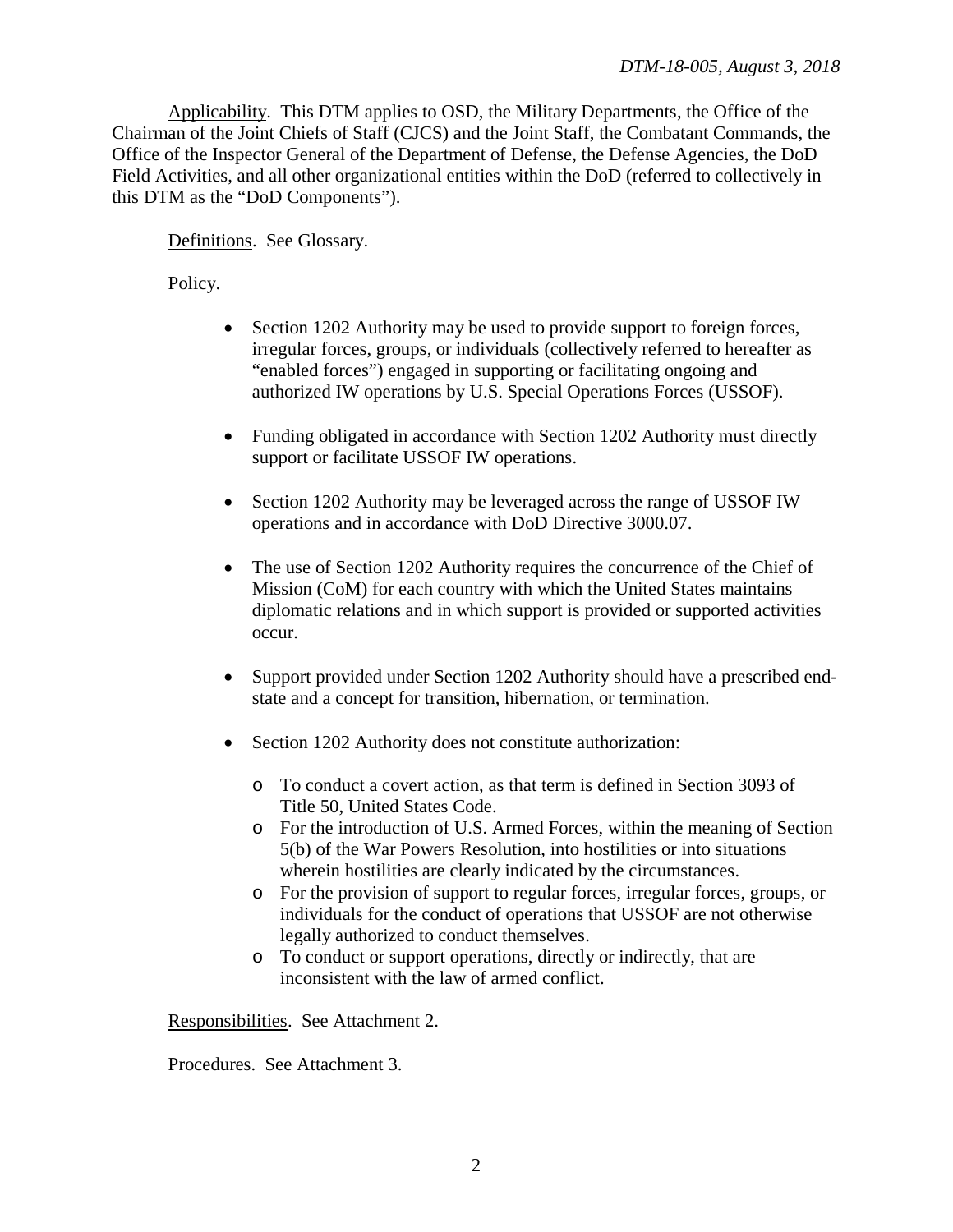Applicability. This DTM applies to OSD, the Military Departments, the Office of the Chairman of the Joint Chiefs of Staff (CJCS) and the Joint Staff, the Combatant Commands, the Office of the Inspector General of the Department of Defense, the Defense Agencies, the DoD Field Activities, and all other organizational entities within the DoD (referred to collectively in this DTM as the "DoD Components").

Definitions. See Glossary.

Policy.

- Section 1202 Authority may be used to provide support to foreign forces, irregular forces, groups, or individuals (collectively referred to hereafter as "enabled forces") engaged in supporting or facilitating ongoing and authorized IW operations by U.S. Special Operations Forces (USSOF).

- Funding obligated in accordance with Section 1202 Authority must directly support or facilitate USSOF IW operations.

- Section 1202 Authority may be leveraged across the range of USSOF IW operations and in accordance with DoD Directive 3000.07.

- The use of Section 1202 Authority requires the concurrence of the Chief of Mission (CoM) for each country with which the United States maintains diplomatic relations and in which support is provided or supported activities occur.

- Support provided under Section 1202 Authority should have a prescribed end-state and a concept for transition, hibernation, or termination.

- Section 1202 Authority does not constitute authorization:
  - To conduct a covert action, as that term is defined in Section 3093 of Title 50, United States Code.
  - For the introduction of U.S. Armed Forces, within the meaning of Section 5(b) of the War Powers Resolution, into hostilities or into situations wherein hostilities are clearly indicated by the circumstances.
  - For the provision of support to regular forces, irregular forces, groups, or individuals for the conduct of operations that USSOF are not otherwise legally authorized to conduct themselves.
  - To conduct or support operations, directly or indirectly, that are inconsistent with the law of armed conflict.

Responsibilities. See Attachment 2.

Procedures. See Attachment 3.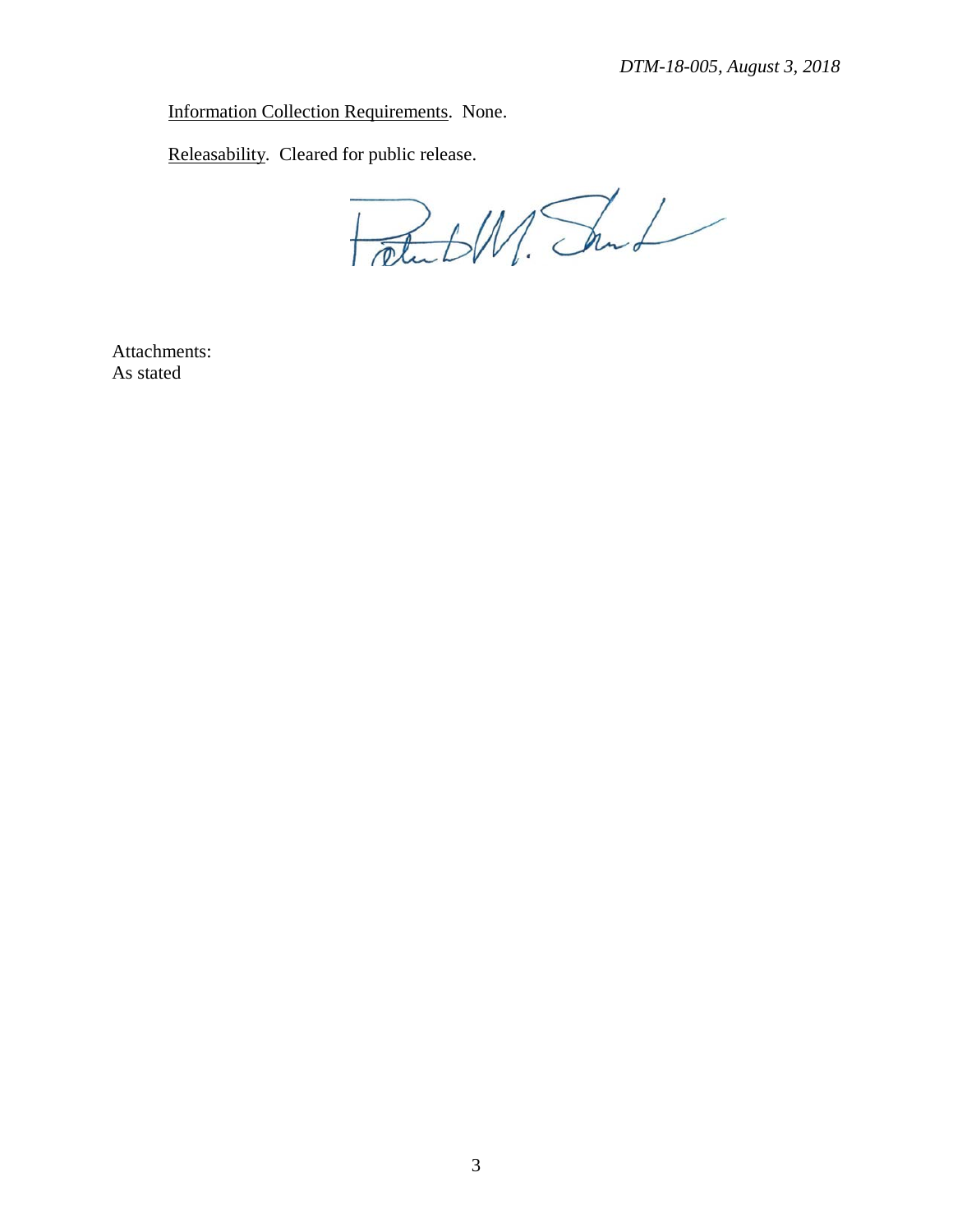Information Collection Requirements. None.

Releasability. Cleared for public release.

Attachments:
As stated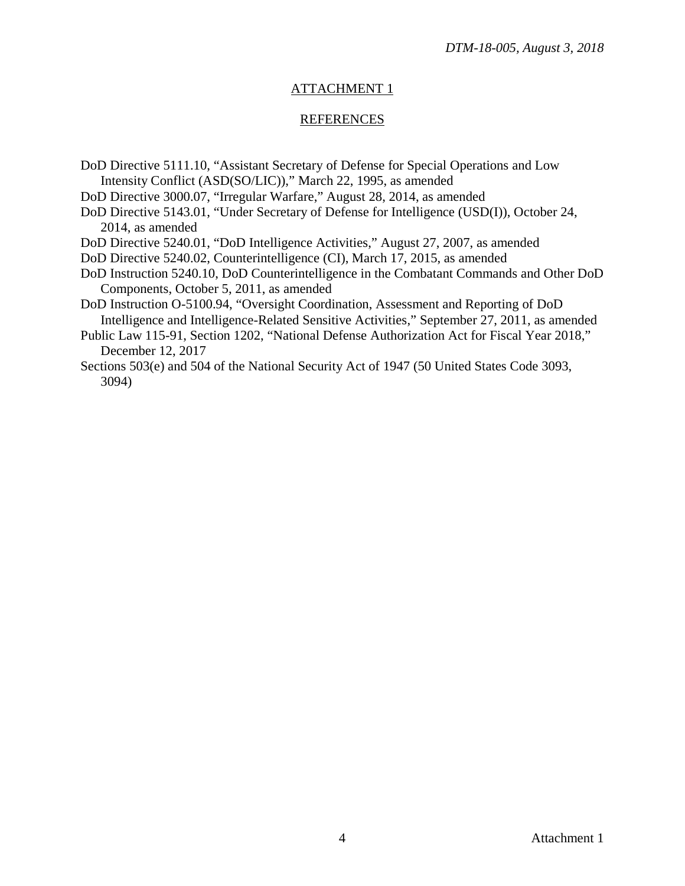## ATTACHMENT 1

## REFERENCES

DoD Directive 5111.10, "Assistant Secretary of Defense for Special Operations and Low Intensity Conflict (ASD(SO/LIC))," March 22, 1995, as amended

DoD Directive 3000.07, "Irregular Warfare," August 28, 2014, as amended

DoD Directive 5143.01, "Under Secretary of Defense for Intelligence (USD(I)), October 24, 2014, as amended

DoD Directive 5240.01, "DoD Intelligence Activities," August 27, 2007, as amended

DoD Directive 5240.02, Counterintelligence (CI), March 17, 2015, as amended

DoD Instruction 5240.10, DoD Counterintelligence in the Combatant Commands and Other DoD Components, October 5, 2011, as amended

DoD Instruction O-5100.94, "Oversight Coordination, Assessment and Reporting of DoD Intelligence and Intelligence-Related Sensitive Activities," September 27, 2011, as amended

Public Law 115-91, Section 1202, "National Defense Authorization Act for Fiscal Year 2018," December 12, 2017

Sections 503(e) and 504 of the National Security Act of 1947 (50 United States Code 3093, 3094)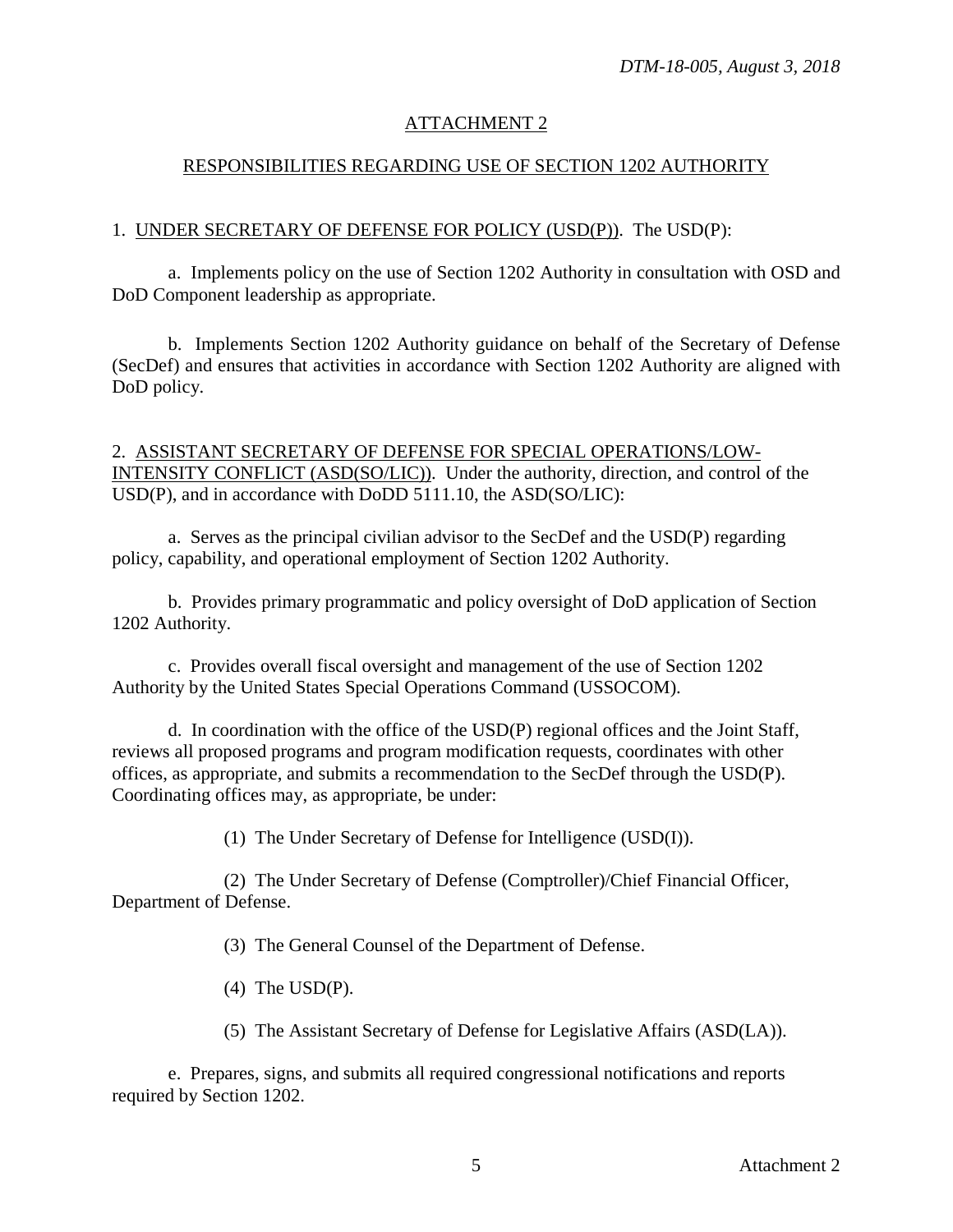## ATTACHMENT 2

## RESPONSIBILITIES REGARDING USE OF SECTION 1202 AUTHORITY

1. UNDER SECRETARY OF DEFENSE FOR POLICY (USD(P)). The USD(P):

a. Implements policy on the use of Section 1202 Authority in consultation with OSD and DoD Component leadership as appropriate.

b. Implements Section 1202 Authority guidance on behalf of the Secretary of Defense (SecDef) and ensures that activities in accordance with Section 1202 Authority are aligned with DoD policy.

2. ASSISTANT SECRETARY OF DEFENSE FOR SPECIAL OPERATIONS/LOW-INTENSITY CONFLICT (ASD(SO/LIC)). Under the authority, direction, and control of the USD(P), and in accordance with DoDD 5111.10, the ASD(SO/LIC):

a. Serves as the principal civilian advisor to the SecDef and the USD(P) regarding policy, capability, and operational employment of Section 1202 Authority.

b. Provides primary programmatic and policy oversight of DoD application of Section 1202 Authority.

c. Provides overall fiscal oversight and management of the use of Section 1202 Authority by the United States Special Operations Command (USSOCOM).

d. In coordination with the office of the USD(P) regional offices and the Joint Staff, reviews all proposed programs and program modification requests, coordinates with other offices, as appropriate, and submits a recommendation to the SecDef through the USD(P). Coordinating offices may, as appropriate, be under:

(1) The Under Secretary of Defense for Intelligence (USD(I)).

(2) The Under Secretary of Defense (Comptroller)/Chief Financial Officer, Department of Defense.

(3) The General Counsel of the Department of Defense.

(4) The USD(P).

(5) The Assistant Secretary of Defense for Legislative Affairs (ASD(LA)).

e. Prepares, signs, and submits all required congressional notifications and reports required by Section 1202.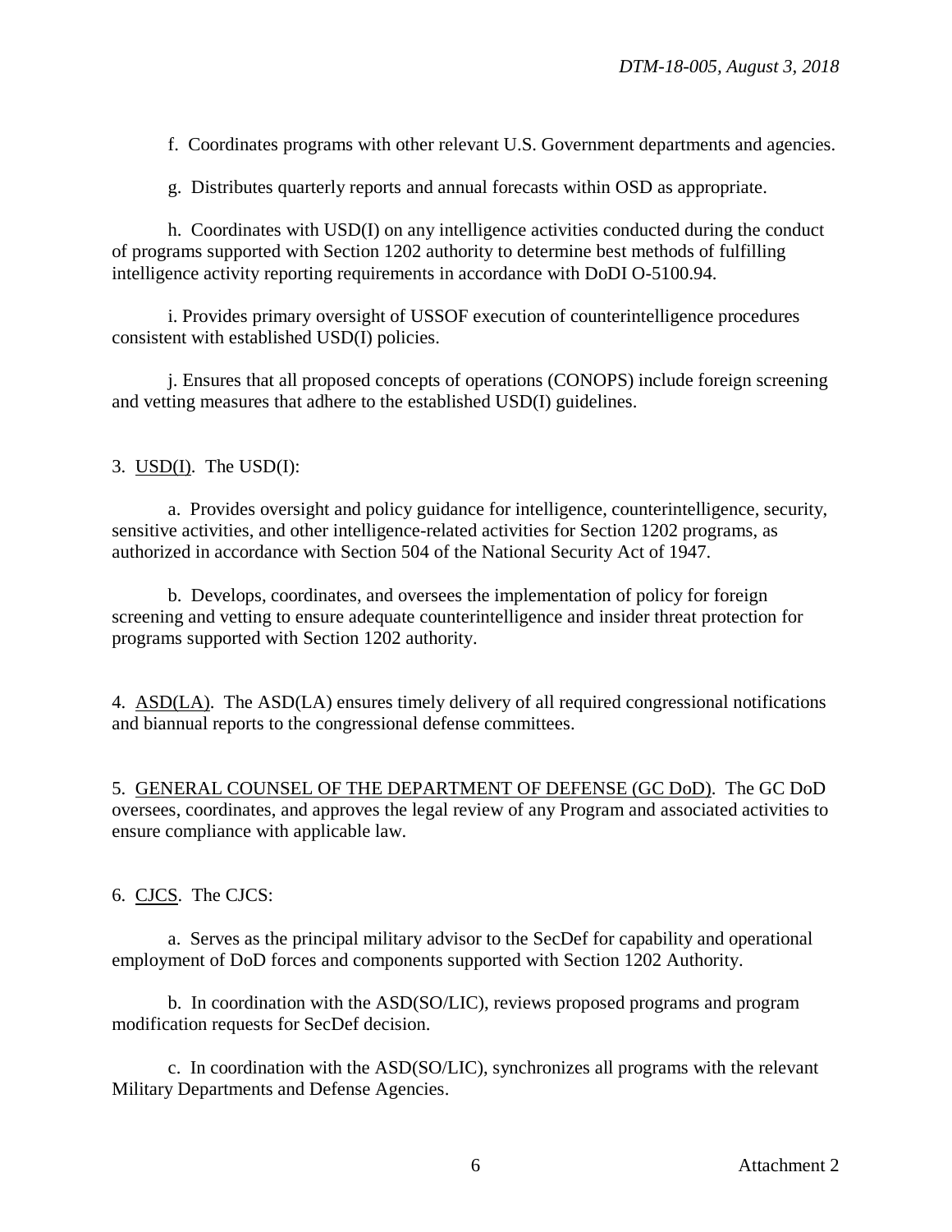f. Coordinates programs with other relevant U.S. Government departments and agencies.

g. Distributes quarterly reports and annual forecasts within OSD as appropriate.

h. Coordinates with USD(I) on any intelligence activities conducted during the conduct of programs supported with Section 1202 authority to determine best methods of fulfilling intelligence activity reporting requirements in accordance with DoDI O-5100.94.

i. Provides primary oversight of USSOF execution of counterintelligence procedures consistent with established USD(I) policies.

j. Ensures that all proposed concepts of operations (CONOPS) include foreign screening and vetting measures that adhere to the established USD(I) guidelines.

3. USD(I). The USD(I):

a. Provides oversight and policy guidance for intelligence, counterintelligence, security, sensitive activities, and other intelligence-related activities for Section 1202 programs, as authorized in accordance with Section 504 of the National Security Act of 1947.

b. Develops, coordinates, and oversees the implementation of policy for foreign screening and vetting to ensure adequate counterintelligence and insider threat protection for programs supported with Section 1202 authority.

4. ASD(LA). The ASD(LA) ensures timely delivery of all required congressional notifications and biannual reports to the congressional defense committees.

5. GENERAL COUNSEL OF THE DEPARTMENT OF DEFENSE (GC DoD). The GC DoD oversees, coordinates, and approves the legal review of any Program and associated activities to ensure compliance with applicable law.

6. CJCS. The CJCS:

a. Serves as the principal military advisor to the SecDef for capability and operational employment of DoD forces and components supported with Section 1202 Authority.

b. In coordination with the ASD(SO/LIC), reviews proposed programs and program modification requests for SecDef decision.

c. In coordination with the ASD(SO/LIC), synchronizes all programs with the relevant Military Departments and Defense Agencies.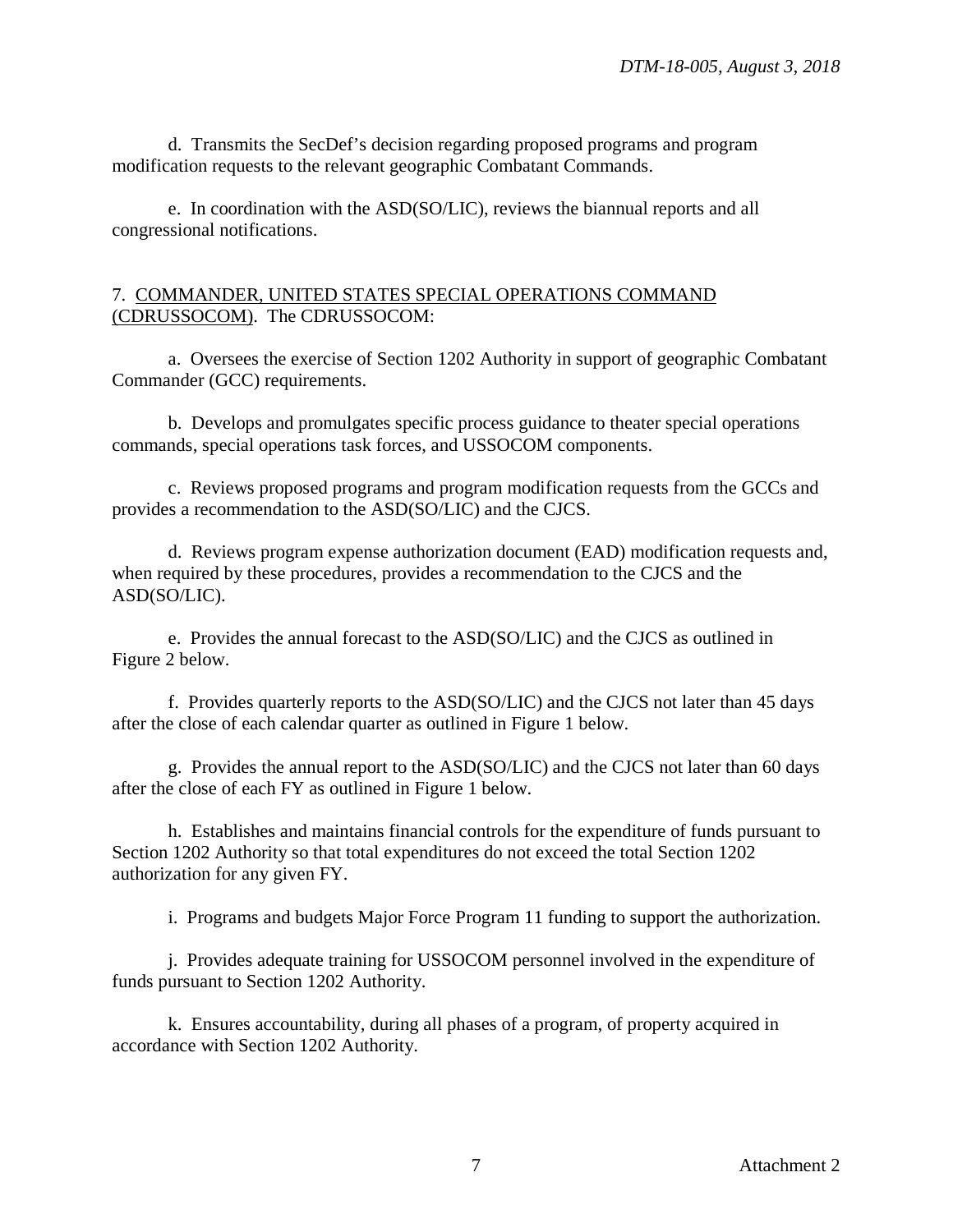d. Transmits the SecDef's decision regarding proposed programs and program modification requests to the relevant geographic Combatant Commands.

e. In coordination with the ASD(SO/LIC), reviews the biannual reports and all congressional notifications.

7. COMMANDER, UNITED STATES SPECIAL OPERATIONS COMMAND (CDRUSSOCOM). The CDRUSSOCOM:

a. Oversees the exercise of Section 1202 Authority in support of geographic Combatant Commander (GCC) requirements.

b. Develops and promulgates specific process guidance to theater special operations commands, special operations task forces, and USSOCOM components.

c. Reviews proposed programs and program modification requests from the GCCs and provides a recommendation to the ASD(SO/LIC) and the CJCS.

d. Reviews program expense authorization document (EAD) modification requests and, when required by these procedures, provides a recommendation to the CJCS and the ASD(SO/LIC).

e. Provides the annual forecast to the ASD(SO/LIC) and the CJCS as outlined in Figure 2 below.

f. Provides quarterly reports to the ASD(SO/LIC) and the CJCS not later than 45 days after the close of each calendar quarter as outlined in Figure 1 below.

g. Provides the annual report to the ASD(SO/LIC) and the CJCS not later than 60 days after the close of each FY as outlined in Figure 1 below.

h. Establishes and maintains financial controls for the expenditure of funds pursuant to Section 1202 Authority so that total expenditures do not exceed the total Section 1202 authorization for any given FY.

i. Programs and budgets Major Force Program 11 funding to support the authorization.

j. Provides adequate training for USSOCOM personnel involved in the expenditure of funds pursuant to Section 1202 Authority.

k. Ensures accountability, during all phases of a program, of property acquired in accordance with Section 1202 Authority.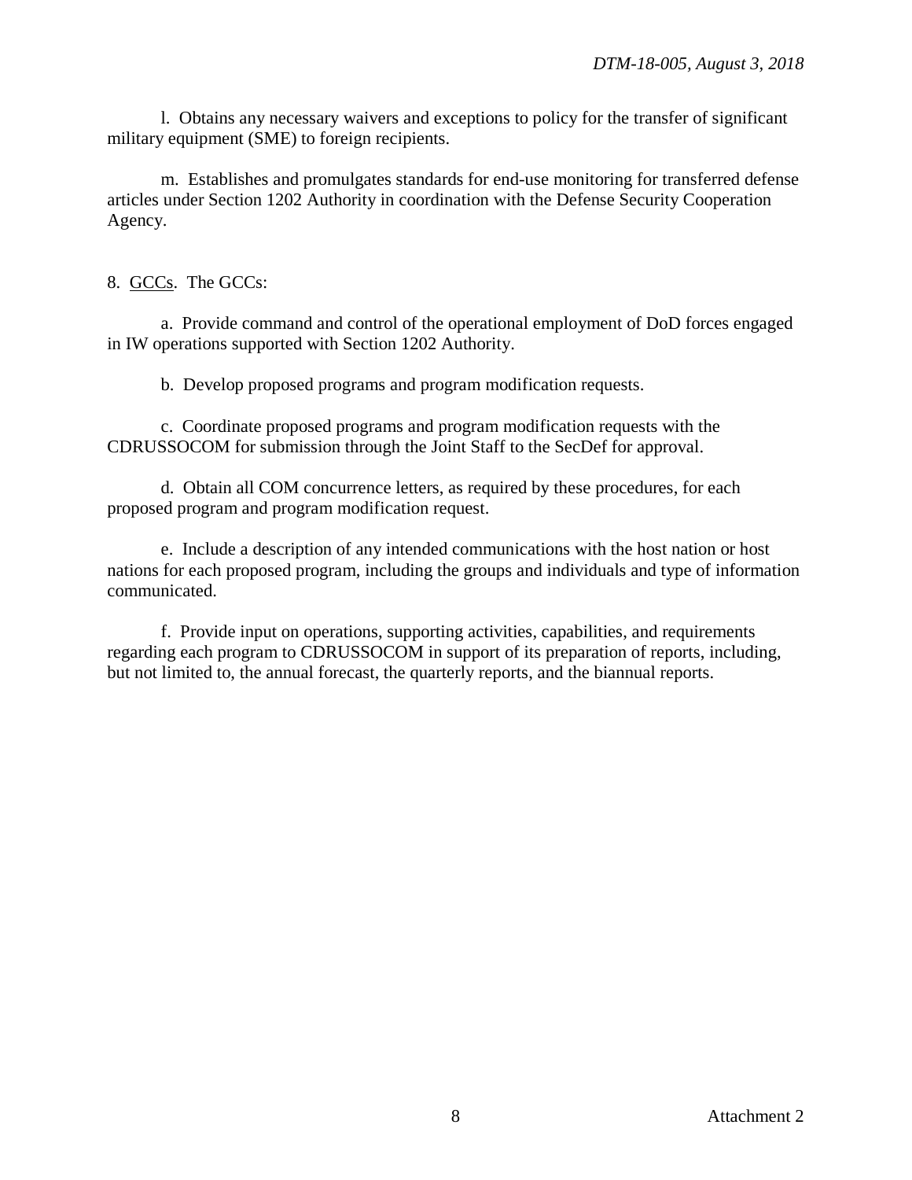l. Obtains any necessary waivers and exceptions to policy for the transfer of significant military equipment (SME) to foreign recipients.

m. Establishes and promulgates standards for end-use monitoring for transferred defense articles under Section 1202 Authority in coordination with the Defense Security Cooperation Agency.

8. GCCs. The GCCs:

a. Provide command and control of the operational employment of DoD forces engaged in IW operations supported with Section 1202 Authority.

b. Develop proposed programs and program modification requests.

c. Coordinate proposed programs and program modification requests with the CDRUSSOCOM for submission through the Joint Staff to the SecDef for approval.

d. Obtain all COM concurrence letters, as required by these procedures, for each proposed program and program modification request.

e. Include a description of any intended communications with the host nation or host nations for each proposed program, including the groups and individuals and type of information communicated.

f. Provide input on operations, supporting activities, capabilities, and requirements regarding each program to CDRUSSOCOM in support of its preparation of reports, including, but not limited to, the annual forecast, the quarterly reports, and the biannual reports.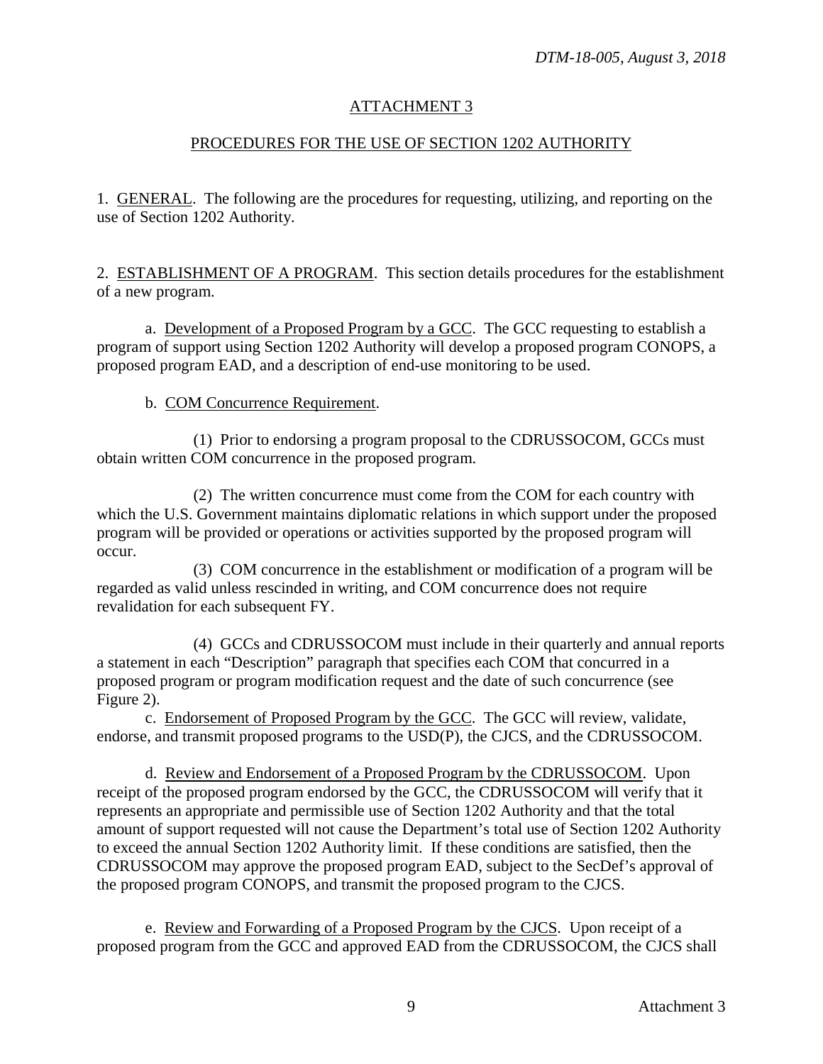## ATTACHMENT 3

## PROCEDURES FOR THE USE OF SECTION 1202 AUTHORITY

1. GENERAL. The following are the procedures for requesting, utilizing, and reporting on the use of Section 1202 Authority.

2. ESTABLISHMENT OF A PROGRAM. This section details procedures for the establishment of a new program.

a. Development of a Proposed Program by a GCC. The GCC requesting to establish a program of support using Section 1202 Authority will develop a proposed program CONOPS, a proposed program EAD, and a description of end-use monitoring to be used.

b. COM Concurrence Requirement.

(1) Prior to endorsing a program proposal to the CDRUSSOCOM, GCCs must obtain written COM concurrence in the proposed program.

(2) The written concurrence must come from the COM for each country with which the U.S. Government maintains diplomatic relations in which support under the proposed program will be provided or operations or activities supported by the proposed program will occur.

(3) COM concurrence in the establishment or modification of a program will be regarded as valid unless rescinded in writing, and COM concurrence does not require revalidation for each subsequent FY.

(4) GCCs and CDRUSSOCOM must include in their quarterly and annual reports a statement in each "Description" paragraph that specifies each COM that concurred in a proposed program or program modification request and the date of such concurrence (see Figure 2).

c. Endorsement of Proposed Program by the GCC. The GCC will review, validate, endorse, and transmit proposed programs to the USD(P), the CJCS, and the CDRUSSOCOM.

d. Review and Endorsement of a Proposed Program by the CDRUSSOCOM. Upon receipt of the proposed program endorsed by the GCC, the CDRUSSOCOM will verify that it represents an appropriate and permissible use of Section 1202 Authority and that the total amount of support requested will not cause the Department's total use of Section 1202 Authority to exceed the annual Section 1202 Authority limit. If these conditions are satisfied, then the CDRUSSOCOM may approve the proposed program EAD, subject to the SecDef's approval of the proposed program CONOPS, and transmit the proposed program to the CJCS.

e. Review and Forwarding of a Proposed Program by the CJCS. Upon receipt of a proposed program from the GCC and approved EAD from the CDRUSSOCOM, the CJCS shall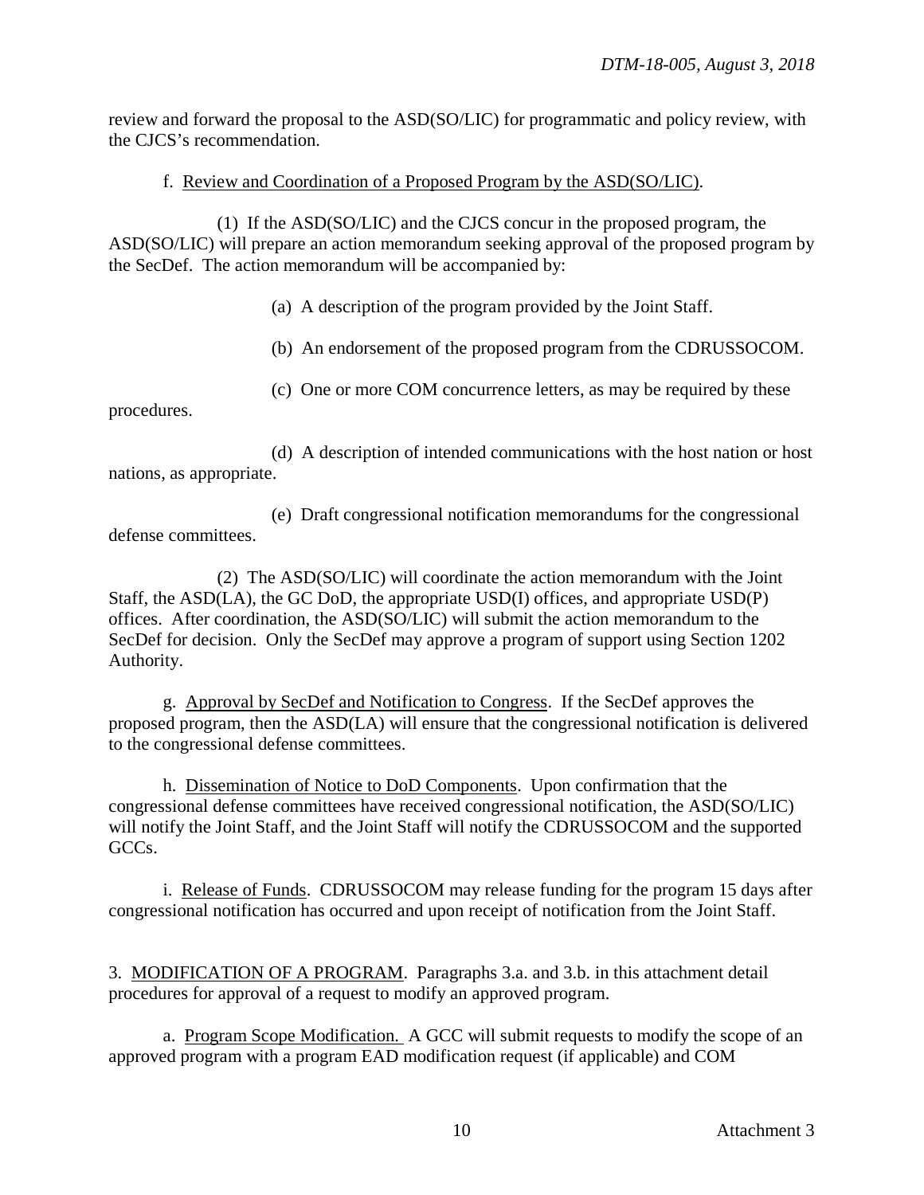review and forward the proposal to the ASD(SO/LIC) for programmatic and policy review, with the CJCS's recommendation.

f. Review and Coordination of a Proposed Program by the ASD(SO/LIC).

(1) If the ASD(SO/LIC) and the CJCS concur in the proposed program, the ASD(SO/LIC) will prepare an action memorandum seeking approval of the proposed program by the SecDef. The action memorandum will be accompanied by:

(a) A description of the program provided by the Joint Staff.

(b) An endorsement of the proposed program from the CDRUSSOCOM.

(c) One or more COM concurrence letters, as may be required by these procedures.

(d) A description of intended communications with the host nation or host nations, as appropriate.

(e) Draft congressional notification memorandums for the congressional defense committees.

(2) The ASD(SO/LIC) will coordinate the action memorandum with the Joint Staff, the ASD(LA), the GC DoD, the appropriate USD(I) offices, and appropriate USD(P) offices. After coordination, the ASD(SO/LIC) will submit the action memorandum to the SecDef for decision. Only the SecDef may approve a program of support using Section 1202 Authority.

g. Approval by SecDef and Notification to Congress. If the SecDef approves the proposed program, then the ASD(LA) will ensure that the congressional notification is delivered to the congressional defense committees.

h. Dissemination of Notice to DoD Components. Upon confirmation that the congressional defense committees have received congressional notification, the ASD(SO/LIC) will notify the Joint Staff, and the Joint Staff will notify the CDRUSSOCOM and the supported GCCs.

i. Release of Funds. CDRUSSOCOM may release funding for the program 15 days after congressional notification has occurred and upon receipt of notification from the Joint Staff.

3. MODIFICATION OF A PROGRAM. Paragraphs 3.a. and 3.b. in this attachment detail procedures for approval of a request to modify an approved program.

a. Program Scope Modification. A GCC will submit requests to modify the scope of an approved program with a program EAD modification request (if applicable) and COM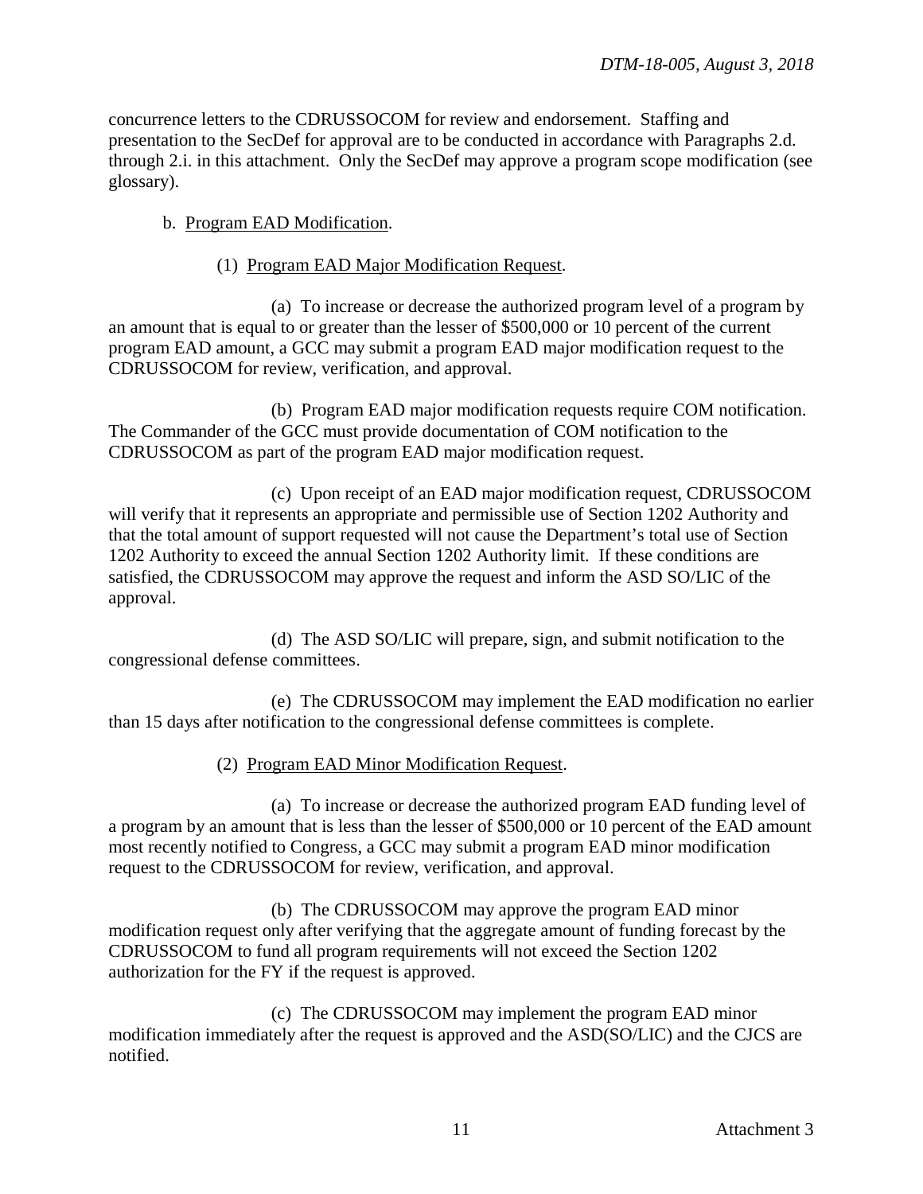concurrence letters to the CDRUSSOCOM for review and endorsement. Staffing and presentation to the SecDef for approval are to be conducted in accordance with Paragraphs 2.d. through 2.i. in this attachment. Only the SecDef may approve a program scope modification (see glossary).

b. Program EAD Modification.

(1) Program EAD Major Modification Request.

(a) To increase or decrease the authorized program level of a program by an amount that is equal to or greater than the lesser of $500,000 or 10 percent of the current program EAD amount, a GCC may submit a program EAD major modification request to the CDRUSSOCOM for review, verification, and approval.

(b) Program EAD major modification requests require COM notification. The Commander of the GCC must provide documentation of COM notification to the CDRUSSOCOM as part of the program EAD major modification request.

(c) Upon receipt of an EAD major modification request, CDRUSSOCOM will verify that it represents an appropriate and permissible use of Section 1202 Authority and that the total amount of support requested will not cause the Department's total use of Section 1202 Authority to exceed the annual Section 1202 Authority limit. If these conditions are satisfied, the CDRUSSOCOM may approve the request and inform the ASD SO/LIC of the approval.

(d) The ASD SO/LIC will prepare, sign, and submit notification to the congressional defense committees.

(e) The CDRUSSOCOM may implement the EAD modification no earlier than 15 days after notification to the congressional defense committees is complete.

(2) Program EAD Minor Modification Request.

(a) To increase or decrease the authorized program EAD funding level of a program by an amount that is less than the lesser of $500,000 or 10 percent of the EAD amount most recently notified to Congress, a GCC may submit a program EAD minor modification request to the CDRUSSOCOM for review, verification, and approval.

(b) The CDRUSSOCOM may approve the program EAD minor modification request only after verifying that the aggregate amount of funding forecast by the CDRUSSOCOM to fund all program requirements will not exceed the Section 1202 authorization for the FY if the request is approved.

(c) The CDRUSSOCOM may implement the program EAD minor modification immediately after the request is approved and the ASD(SO/LIC) and the CJCS are notified.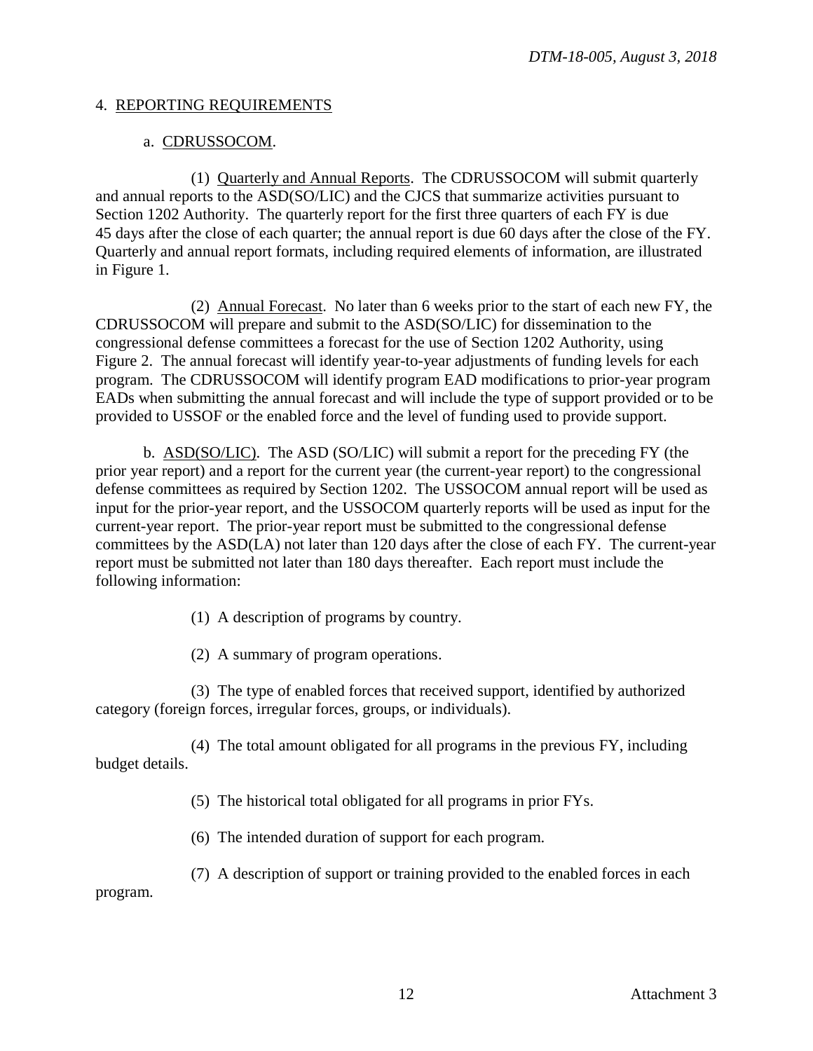4. REPORTING REQUIREMENTS

a. CDRUSSOCOM.

(1) Quarterly and Annual Reports. The CDRUSSOCOM will submit quarterly and annual reports to the ASD(SO/LIC) and the CJCS that summarize activities pursuant to Section 1202 Authority. The quarterly report for the first three quarters of each FY is due 45 days after the close of each quarter; the annual report is due 60 days after the close of the FY. Quarterly and annual report formats, including required elements of information, are illustrated in Figure 1.

(2) Annual Forecast. No later than 6 weeks prior to the start of each new FY, the CDRUSSOCOM will prepare and submit to the ASD(SO/LIC) for dissemination to the congressional defense committees a forecast for the use of Section 1202 Authority, using Figure 2. The annual forecast will identify year-to-year adjustments of funding levels for each program. The CDRUSSOCOM will identify program EAD modifications to prior-year program EADs when submitting the annual forecast and will include the type of support provided or to be provided to USSOF or the enabled force and the level of funding used to provide support.

b. ASD(SO/LIC). The ASD (SO/LIC) will submit a report for the preceding FY (the prior year report) and a report for the current year (the current-year report) to the congressional defense committees as required by Section 1202. The USSOCOM annual report will be used as input for the prior-year report, and the USSOCOM quarterly reports will be used as input for the current-year report. The prior-year report must be submitted to the congressional defense committees by the ASD(LA) not later than 120 days after the close of each FY. The current-year report must be submitted not later than 180 days thereafter. Each report must include the following information:

(1) A description of programs by country.

(2) A summary of program operations.

(3) The type of enabled forces that received support, identified by authorized category (foreign forces, irregular forces, groups, or individuals).

(4) The total amount obligated for all programs in the previous FY, including budget details.

(5) The historical total obligated for all programs in prior FYs.

(6) The intended duration of support for each program.

(7) A description of support or training provided to the enabled forces in each program.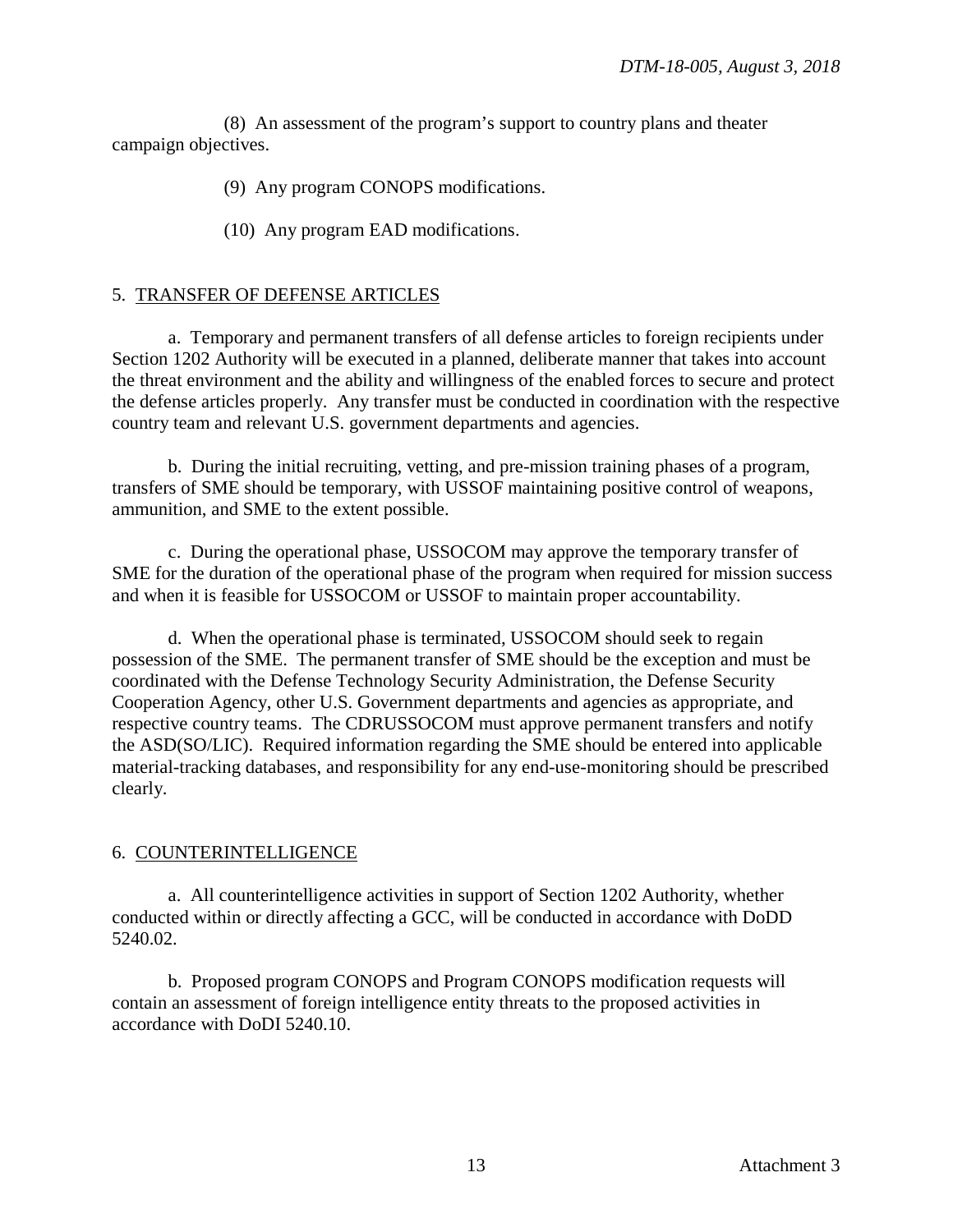(8) An assessment of the program's support to country plans and theater campaign objectives.

(9) Any program CONOPS modifications.

(10) Any program EAD modifications.

## 5. TRANSFER OF DEFENSE ARTICLES

a. Temporary and permanent transfers of all defense articles to foreign recipients under Section 1202 Authority will be executed in a planned, deliberate manner that takes into account the threat environment and the ability and willingness of the enabled forces to secure and protect the defense articles properly. Any transfer must be conducted in coordination with the respective country team and relevant U.S. government departments and agencies.

b. During the initial recruiting, vetting, and pre-mission training phases of a program, transfers of SME should be temporary, with USSOF maintaining positive control of weapons, ammunition, and SME to the extent possible.

c. During the operational phase, USSOCOM may approve the temporary transfer of SME for the duration of the operational phase of the program when required for mission success and when it is feasible for USSOCOM or USSOF to maintain proper accountability.

d. When the operational phase is terminated, USSOCOM should seek to regain possession of the SME. The permanent transfer of SME should be the exception and must be coordinated with the Defense Technology Security Administration, the Defense Security Cooperation Agency, other U.S. Government departments and agencies as appropriate, and respective country teams. The CDRUSSOCOM must approve permanent transfers and notify the ASD(SO/LIC). Required information regarding the SME should be entered into applicable material-tracking databases, and responsibility for any end-use-monitoring should be prescribed clearly.

## 6. COUNTERINTELLIGENCE

a. All counterintelligence activities in support of Section 1202 Authority, whether conducted within or directly affecting a GCC, will be conducted in accordance with DoDD 5240.02.

b. Proposed program CONOPS and Program CONOPS modification requests will contain an assessment of foreign intelligence entity threats to the proposed activities in accordance with DoDI 5240.10.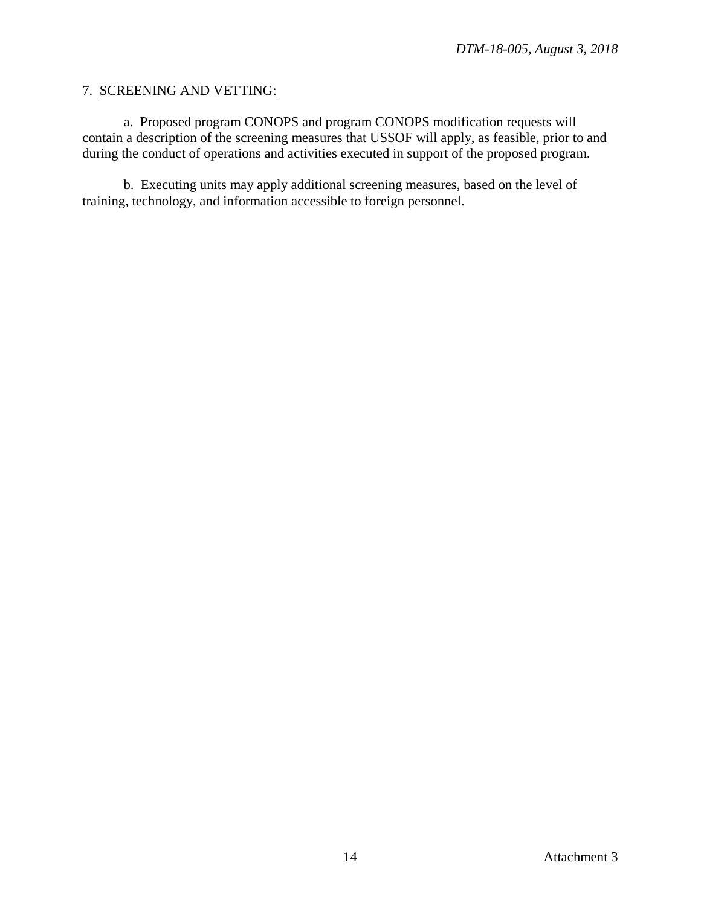7. <u>SCREENING AND VETTING:</u>

a. Proposed program CONOPS and program CONOPS modification requests will contain a description of the screening measures that USSOF will apply, as feasible, prior to and during the conduct of operations and activities executed in support of the proposed program.

b. Executing units may apply additional screening measures, based on the level of training, technology, and information accessible to foreign personnel.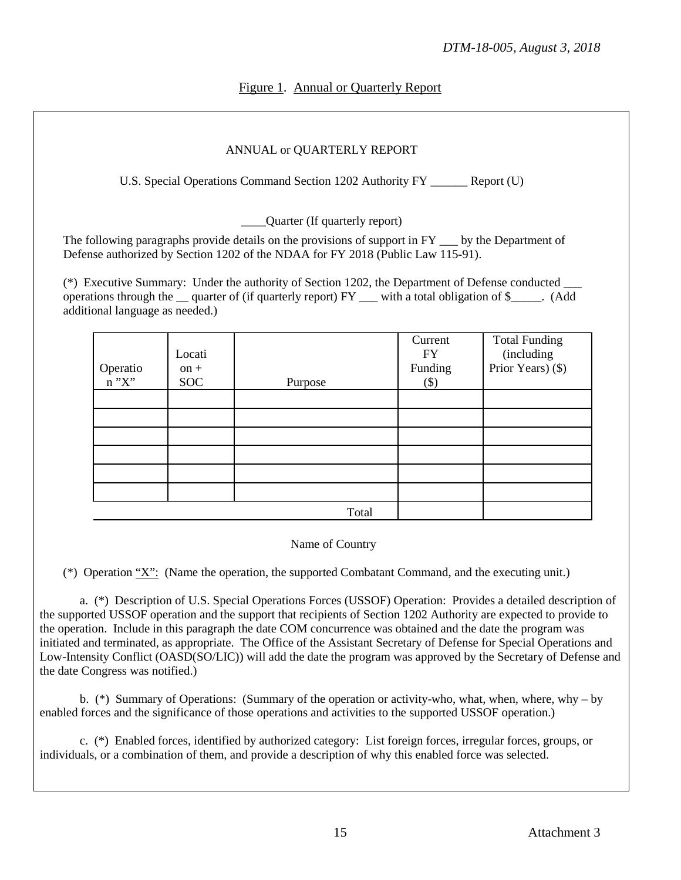Figure 1. Annual or Quarterly Report

ANNUAL or QUARTERLY REPORT

U.S. Special Operations Command Section 1202 Authority FY ______ Report (U)

____Quarter (If quarterly report)

The following paragraphs provide details on the provisions of support in FY ___ by the Department of Defense authorized by Section 1202 of the NDAA for FY 2018 (Public Law 115-91).

(*) Executive Summary: Under the authority of Section 1202, the Department of Defense conducted ___ operations through the __ quarter of (if quarterly report) FY ___ with a total obligation of $_____. (Add additional language as needed.)

| Operation "X" | Location + SOC | Purpose | Current FY Funding ($) | Total Funding (including Prior Years) ($) |
|---|---|---|---|---|
| | | | | |
| | | | | |
| | | | | |
| | | | | |
| | | | | |
| | | | | |
| | | Total | | |

Name of Country

(*) Operation "X": (Name the operation, the supported Combatant Command, and the executing unit.)

a. (*) Description of U.S. Special Operations Forces (USSOF) Operation: Provides a detailed description of the supported USSOF operation and the support that recipients of Section 1202 Authority are expected to provide to the operation. Include in this paragraph the date COM concurrence was obtained and the date the program was initiated and terminated, as appropriate. The Office of the Assistant Secretary of Defense for Special Operations and Low-Intensity Conflict (OASD(SO/LIC)) will add the date the program was approved by the Secretary of Defense and the date Congress was notified.)

b. (*) Summary of Operations: (Summary of the operation or activity-who, what, when, where, why – by enabled forces and the significance of those operations and activities to the supported USSOF operation.)

c. (*) Enabled forces, identified by authorized category: List foreign forces, irregular forces, groups, or individuals, or a combination of them, and provide a description of why this enabled force was selected.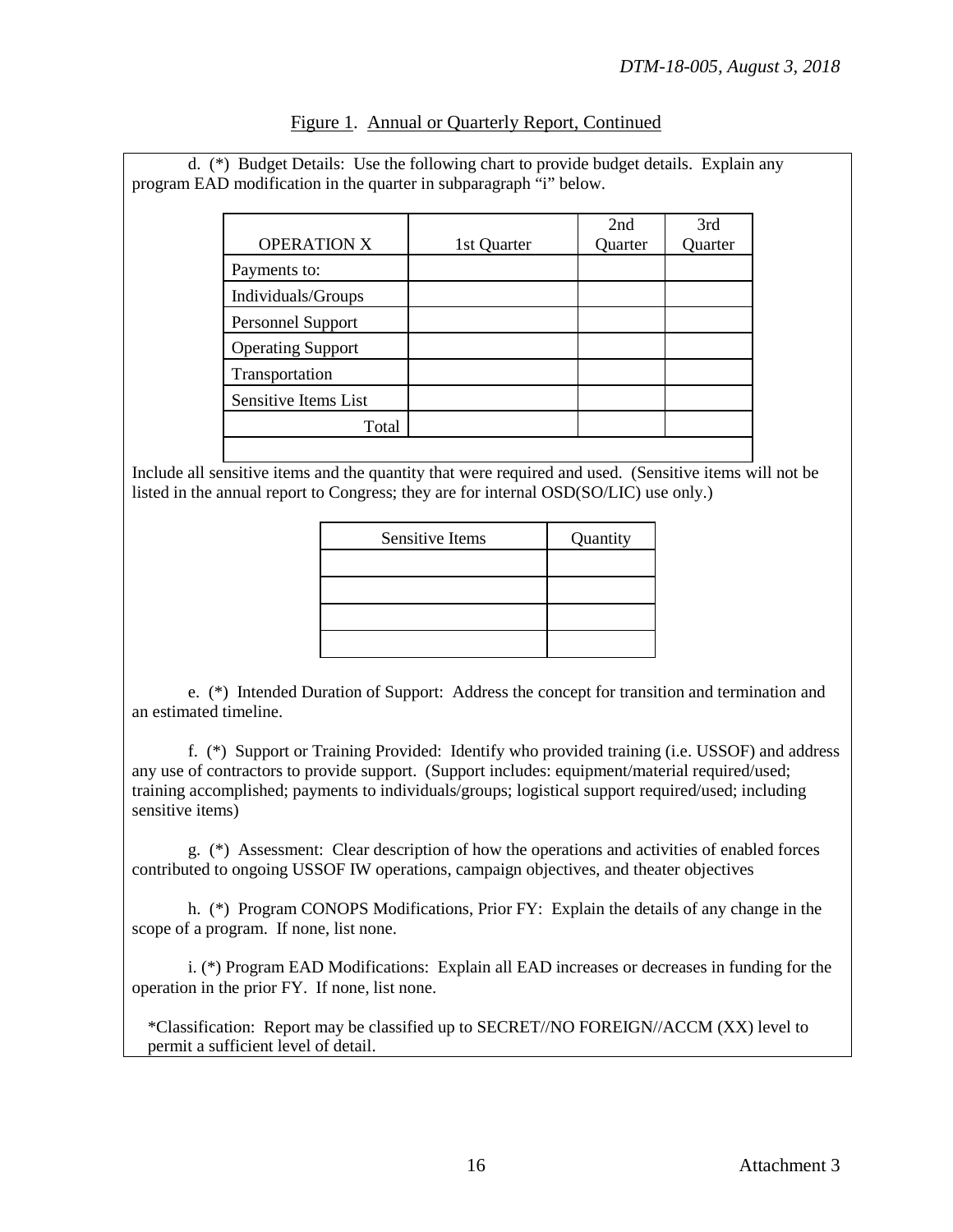Figure 1. Annual or Quarterly Report, Continued

d. (*) Budget Details: Use the following chart to provide budget details. Explain any program EAD modification in the quarter in subparagraph "i" below.

| OPERATION X | 1st Quarter | 2nd Quarter | 3rd Quarter |
|---|---|---|---|
| Payments to: | | | |
| Individuals/Groups | | | |
| Personnel Support | | | |
| Operating Support | | | |
| Transportation | | | |
| Sensitive Items List | | | |
| Total | | | |
| | | | |

Include all sensitive items and the quantity that were required and used. (Sensitive items will not be listed in the annual report to Congress; they are for internal OSD(SO/LIC) use only.)

| Sensitive Items | Quantity |
|---|---|
| | |
| | |
| | |
| | |

e. (*) Intended Duration of Support: Address the concept for transition and termination and an estimated timeline.

f. (*) Support or Training Provided: Identify who provided training (i.e. USSOF) and address any use of contractors to provide support. (Support includes: equipment/material required/used; training accomplished; payments to individuals/groups; logistical support required/used; including sensitive items)

g. (*) Assessment: Clear description of how the operations and activities of enabled forces contributed to ongoing USSOF IW operations, campaign objectives, and theater objectives

h. (*) Program CONOPS Modifications, Prior FY: Explain the details of any change in the scope of a program. If none, list none.

i. (*) Program EAD Modifications: Explain all EAD increases or decreases in funding for the operation in the prior FY. If none, list none.

*Classification: Report may be classified up to SECRET//NO FOREIGN//ACCM (XX) level to permit a sufficient level of detail.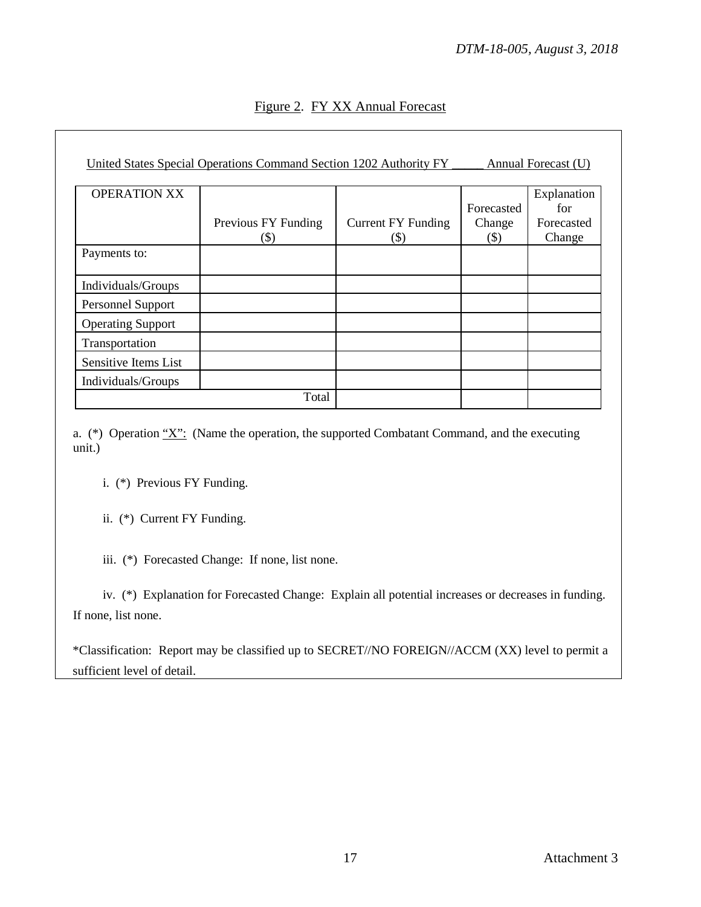Figure 2. FY XX Annual Forecast

United States Special Operations Command Section 1202 Authority FY _____ Annual Forecast (U)

| OPERATION XX | Previous FY Funding ($) | Current FY Funding ($) | Forecasted Change ($) | Explanation for Forecasted Change |
|---|---|---|---|---|
| Payments to: | | | | |
| Individuals/Groups | | | | |
| Personnel Support | | | | |
| Operating Support | | | | |
| Transportation | | | | |
| Sensitive Items List | | | | |
| Individuals/Groups | | | | |
| Total | | | | |

a. (*) Operation "X": (Name the operation, the supported Combatant Command, and the executing unit.)

i. (*) Previous FY Funding.

ii. (*) Current FY Funding.

iii. (*) Forecasted Change: If none, list none.

iv. (*) Explanation for Forecasted Change: Explain all potential increases or decreases in funding. If none, list none.

*Classification: Report may be classified up to SECRET//NO FOREIGN//ACCM (XX) level to permit a sufficient level of detail.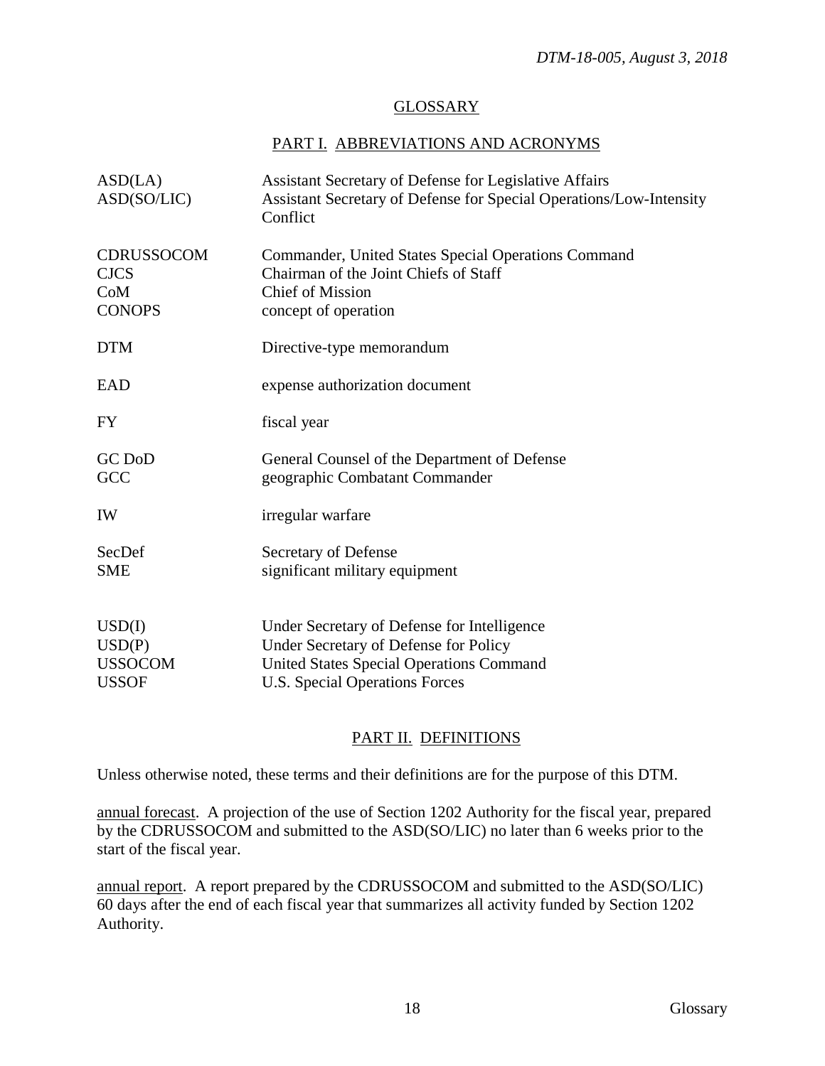## GLOSSARY

### PART I. ABBREVIATIONS AND ACRONYMS

| | |
|---|---|
| ASD(LA) | Assistant Secretary of Defense for Legislative Affairs |
| ASD(SO/LIC) | Assistant Secretary of Defense for Special Operations/Low-Intensity Conflict |
| CDRUSSOCOM | Commander, United States Special Operations Command |
| CJCS | Chairman of the Joint Chiefs of Staff |
| CoM | Chief of Mission |
| CONOPS | concept of operation |
| DTM | Directive-type memorandum |
| EAD | expense authorization document |
| FY | fiscal year |
| GC DoD | General Counsel of the Department of Defense |
| GCC | geographic Combatant Commander |
| IW | irregular warfare |
| SecDef | Secretary of Defense |
| SME | significant military equipment |
| USD(I) | Under Secretary of Defense for Intelligence |
| USD(P) | Under Secretary of Defense for Policy |
| USSOCOM | United States Special Operations Command |
| USSOF | U.S. Special Operations Forces |

### PART II. DEFINITIONS

Unless otherwise noted, these terms and their definitions are for the purpose of this DTM.

annual forecast. A projection of the use of Section 1202 Authority for the fiscal year, prepared by the CDRUSSOCOM and submitted to the ASD(SO/LIC) no later than 6 weeks prior to the start of the fiscal year.

annual report. A report prepared by the CDRUSSOCOM and submitted to the ASD(SO/LIC) 60 days after the end of each fiscal year that summarizes all activity funded by Section 1202 Authority.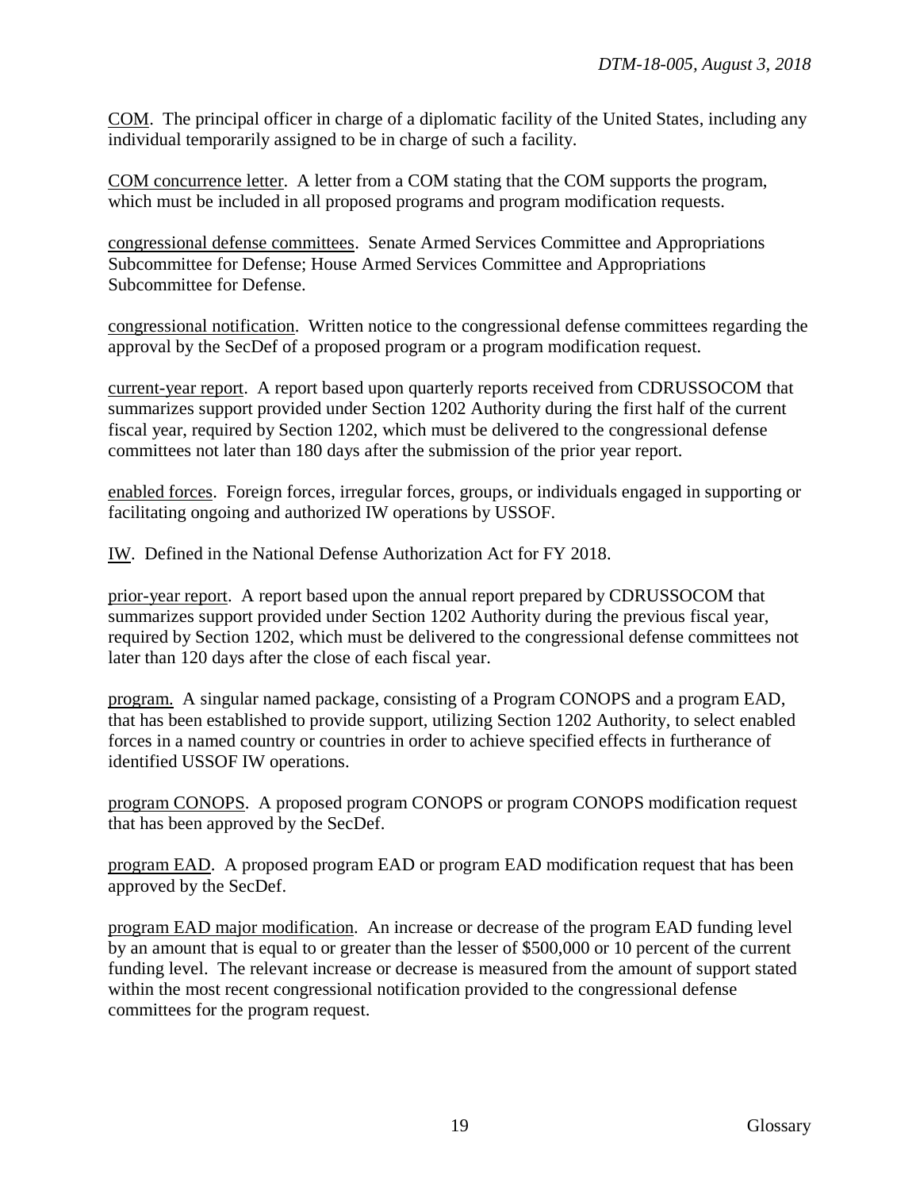COM. The principal officer in charge of a diplomatic facility of the United States, including any individual temporarily assigned to be in charge of such a facility.

COM concurrence letter. A letter from a COM stating that the COM supports the program, which must be included in all proposed programs and program modification requests.

congressional defense committees. Senate Armed Services Committee and Appropriations Subcommittee for Defense; House Armed Services Committee and Appropriations Subcommittee for Defense.

congressional notification. Written notice to the congressional defense committees regarding the approval by the SecDef of a proposed program or a program modification request.

current-year report. A report based upon quarterly reports received from CDRUSSOCOM that summarizes support provided under Section 1202 Authority during the first half of the current fiscal year, required by Section 1202, which must be delivered to the congressional defense committees not later than 180 days after the submission of the prior year report.

enabled forces. Foreign forces, irregular forces, groups, or individuals engaged in supporting or facilitating ongoing and authorized IW operations by USSOF.

IW. Defined in the National Defense Authorization Act for FY 2018.

prior-year report. A report based upon the annual report prepared by CDRUSSOCOM that summarizes support provided under Section 1202 Authority during the previous fiscal year, required by Section 1202, which must be delivered to the congressional defense committees not later than 120 days after the close of each fiscal year.

program. A singular named package, consisting of a Program CONOPS and a program EAD, that has been established to provide support, utilizing Section 1202 Authority, to select enabled forces in a named country or countries in order to achieve specified effects in furtherance of identified USSOF IW operations.

program CONOPS. A proposed program CONOPS or program CONOPS modification request that has been approved by the SecDef.

program EAD. A proposed program EAD or program EAD modification request that has been approved by the SecDef.

program EAD major modification. An increase or decrease of the program EAD funding level by an amount that is equal to or greater than the lesser of $500,000 or 10 percent of the current funding level. The relevant increase or decrease is measured from the amount of support stated within the most recent congressional notification provided to the congressional defense committees for the program request.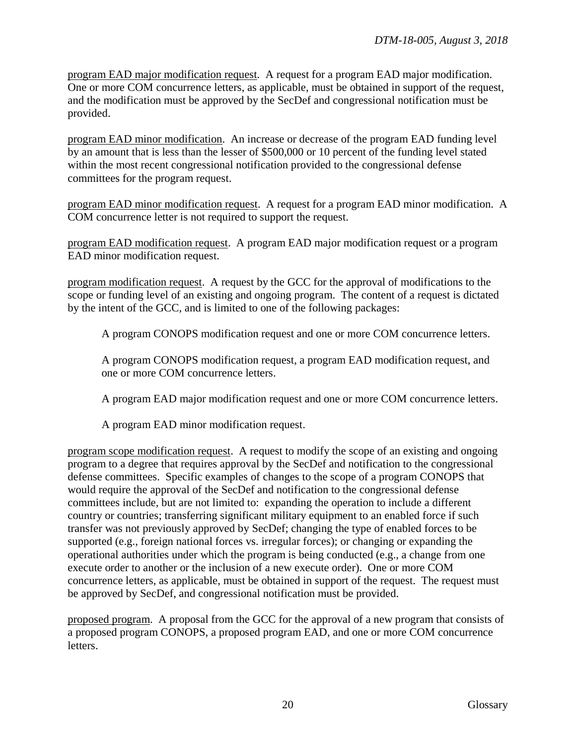program EAD major modification request. A request for a program EAD major modification. One or more COM concurrence letters, as applicable, must be obtained in support of the request, and the modification must be approved by the SecDef and congressional notification must be provided.

program EAD minor modification. An increase or decrease of the program EAD funding level by an amount that is less than the lesser of $500,000 or 10 percent of the funding level stated within the most recent congressional notification provided to the congressional defense committees for the program request.

program EAD minor modification request. A request for a program EAD minor modification. A COM concurrence letter is not required to support the request.

program EAD modification request. A program EAD major modification request or a program EAD minor modification request.

program modification request. A request by the GCC for the approval of modifications to the scope or funding level of an existing and ongoing program. The content of a request is dictated by the intent of the GCC, and is limited to one of the following packages:

> A program CONOPS modification request and one or more COM concurrence letters.
>
> A program CONOPS modification request, a program EAD modification request, and one or more COM concurrence letters.
>
> A program EAD major modification request and one or more COM concurrence letters.
>
> A program EAD minor modification request.

program scope modification request. A request to modify the scope of an existing and ongoing program to a degree that requires approval by the SecDef and notification to the congressional defense committees. Specific examples of changes to the scope of a program CONOPS that would require the approval of the SecDef and notification to the congressional defense committees include, but are not limited to: expanding the operation to include a different country or countries; transferring significant military equipment to an enabled force if such transfer was not previously approved by SecDef; changing the type of enabled forces to be supported (e.g., foreign national forces vs. irregular forces); or changing or expanding the operational authorities under which the program is being conducted (e.g., a change from one execute order to another or the inclusion of a new execute order). One or more COM concurrence letters, as applicable, must be obtained in support of the request. The request must be approved by SecDef, and congressional notification must be provided.

proposed program. A proposal from the GCC for the approval of a new program that consists of a proposed program CONOPS, a proposed program EAD, and one or more COM concurrence letters.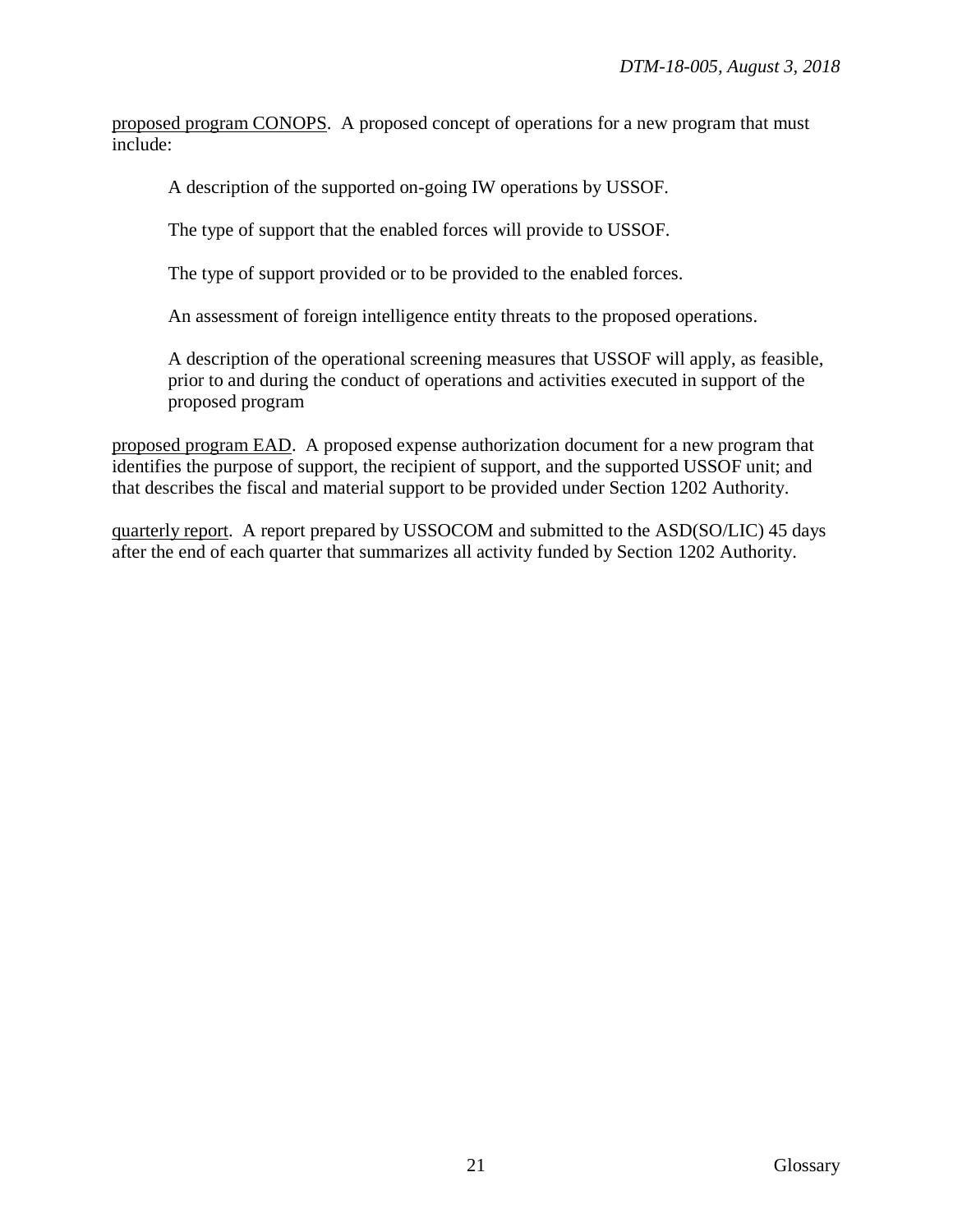<u>proposed program CONOPS</u>. A proposed concept of operations for a new program that must include:

A description of the supported on-going IW operations by USSOF.

The type of support that the enabled forces will provide to USSOF.

The type of support provided or to be provided to the enabled forces.

An assessment of foreign intelligence entity threats to the proposed operations.

A description of the operational screening measures that USSOF will apply, as feasible, prior to and during the conduct of operations and activities executed in support of the proposed program

<u>proposed program EAD</u>. A proposed expense authorization document for a new program that identifies the purpose of support, the recipient of support, and the supported USSOF unit; and that describes the fiscal and material support to be provided under Section 1202 Authority.

<u>quarterly report</u>. A report prepared by USSOCOM and submitted to the ASD(SO/LIC) 45 days after the end of each quarter that summarizes all activity funded by Section 1202 Authority.